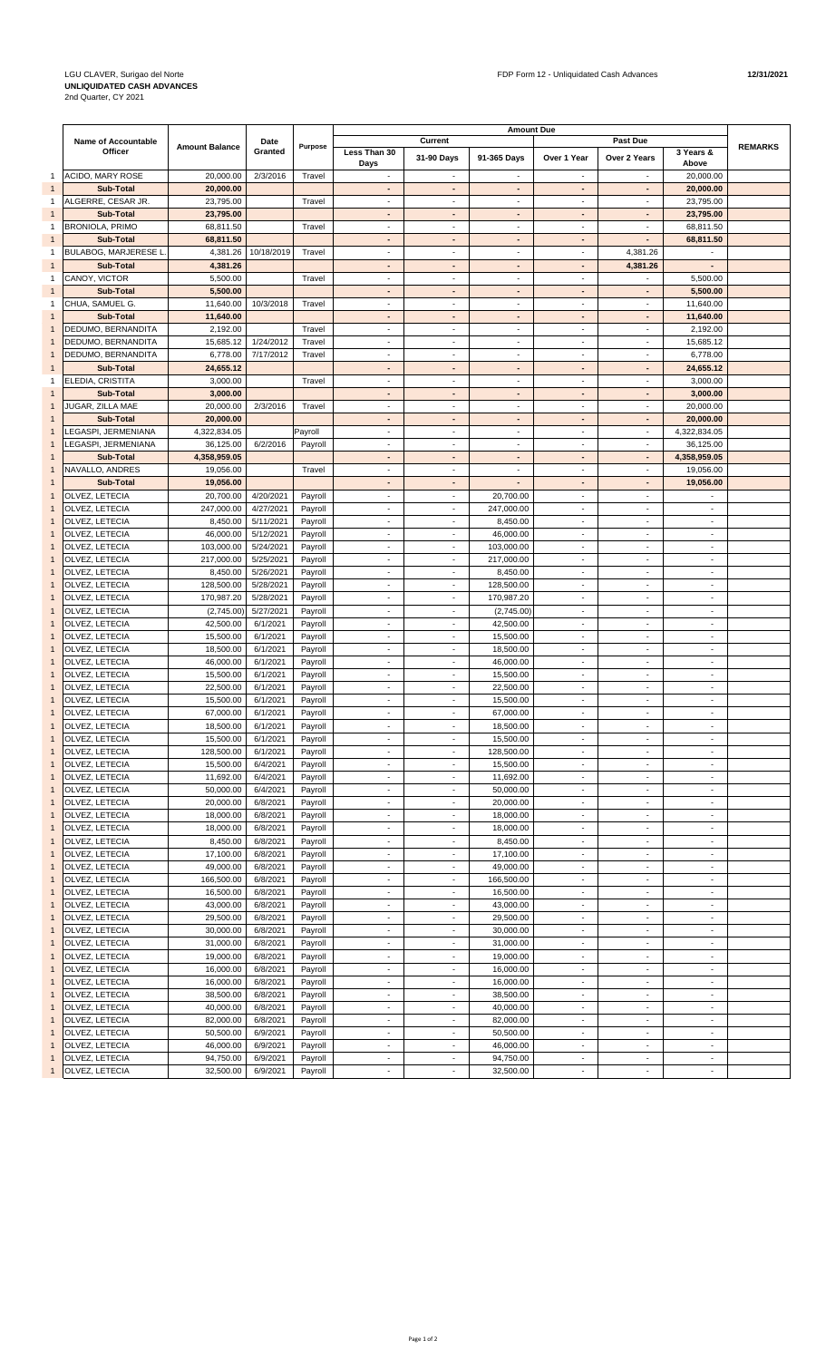LGU CLAVER, Surigao del Norte
**UNLIQUIDATED CASH ADVANCES**
2nd Quarter, CY 2021

FDP Form 12 - Unliquidated Cash Advances **12/31/2021**

| | Name of Accountable Officer | Amount Balance | Date Granted | Purpose | Amount Due | | | | | | REMARKS |
|---|---|---|---|---|---|---|---|---|---|---|---|
| | | | | | Current | | | Past Due | | | |
| | | | | | Less Than 30 Days | 31-90 Days | 91-365 Days | Over 1 Year | Over 2 Years | 3 Years & Above | |
| 1 | ACIDO, MARY ROSE | 20,000.00 | 2/3/2016 | Travel | - | - | - | - | - | 20,000.00 | |
| 1 | **Sub-Total** | **20,000.00** | | | - | - | - | - | - | **20,000.00** | |
| 1 | ALGERRE, CESAR JR. | 23,795.00 | | Travel | - | - | - | - | - | 23,795.00 | |
| 1 | **Sub-Total** | **23,795.00** | | | - | - | - | - | - | **23,795.00** | |
| 1 | BRONIOLA, PRIMO | 68,811.50 | | Travel | - | - | - | - | - | 68,811.50 | |
| 1 | **Sub-Total** | **68,811.50** | | | - | - | - | - | - | **68,811.50** | |
| 1 | BULABOG, MARJERESE L. | 4,381.26 | 10/18/2019 | Travel | - | - | - | - | 4,381.26 | - | |
| 1 | **Sub-Total** | **4,381.26** | | | - | - | - | - | **4,381.26** | - | |
| 1 | CANOY, VICTOR | 5,500.00 | | Travel | - | - | - | - | - | 5,500.00 | |
| 1 | **Sub-Total** | **5,500.00** | | | - | - | - | - | - | **5,500.00** | |
| 1 | CHUA, SAMUEL G. | 11,640.00 | 10/3/2018 | Travel | - | - | - | - | - | 11,640.00 | |
| 1 | **Sub-Total** | **11,640.00** | | | - | - | - | - | - | **11,640.00** | |
| 1 | DEDUMO, BERNANDITA | 2,192.00 | | Travel | - | - | - | - | - | 2,192.00 | |
| 1 | DEDUMO, BERNANDITA | 15,685.12 | 1/24/2012 | Travel | - | - | - | - | - | 15,685.12 | |
| 1 | DEDUMO, BERNANDITA | 6,778.00 | 7/17/2012 | Travel | - | - | - | - | - | 6,778.00 | |
| 1 | **Sub-Total** | **24,655.12** | | | - | - | - | - | - | **24,655.12** | |
| 1 | ELEDIA, CRISTITA | 3,000.00 | | Travel | - | - | - | - | - | 3,000.00 | |
| 1 | **Sub-Total** | **3,000.00** | | | - | - | - | - | - | **3,000.00** | |
| 1 | JUGAR, ZILLA MAE | 20,000.00 | 2/3/2016 | Travel | - | - | - | - | - | 20,000.00 | |
| 1 | **Sub-Total** | **20,000.00** | | | - | - | - | - | - | **20,000.00** | |
| 1 | LEGASPI, JERMENIANA | 4,322,834.05 | | Payroll | - | - | - | - | - | 4,322,834.05 | |
| 1 | LEGASPI, JERMENIANA | 36,125.00 | 6/2/2016 | Payroll | - | - | - | - | - | 36,125.00 | |
| 1 | **Sub-Total** | **4,358,959.05** | | | - | - | - | - | - | **4,358,959.05** | |
| 1 | NAVALLO, ANDRES | 19,056.00 | | Travel | - | - | - | - | - | 19,056.00 | |
| 1 | **Sub-Total** | **19,056.00** | | | - | - | - | - | - | **19,056.00** | |
| 1 | OLVEZ, LETECIA | 20,700.00 | 4/20/2021 | Payroll | - | - | 20,700.00 | - | - | - | |
| 1 | OLVEZ, LETECIA | 247,000.00 | 4/27/2021 | Payroll | - | - | 247,000.00 | - | - | - | |
| 1 | OLVEZ, LETECIA | 8,450.00 | 5/11/2021 | Payroll | - | - | 8,450.00 | - | - | - | |
| 1 | OLVEZ, LETECIA | 46,000.00 | 5/12/2021 | Payroll | - | - | 46,000.00 | - | - | - | |
| 1 | OLVEZ, LETECIA | 103,000.00 | 5/24/2021 | Payroll | - | - | 103,000.00 | - | - | - | |
| 1 | OLVEZ, LETECIA | 217,000.00 | 5/25/2021 | Payroll | - | - | 217,000.00 | - | - | - | |
| 1 | OLVEZ, LETECIA | 8,450.00 | 5/26/2021 | Payroll | - | - | 8,450.00 | - | - | - | |
| 1 | OLVEZ, LETECIA | 128,500.00 | 5/28/2021 | Payroll | - | - | 128,500.00 | - | - | - | |
| 1 | OLVEZ, LETECIA | 170,987.20 | 5/28/2021 | Payroll | - | - | 170,987.20 | - | - | - | |
| 1 | OLVEZ, LETECIA | (2,745.00) | 5/27/2021 | Payroll | - | - | (2,745.00) | - | - | - | |
| 1 | OLVEZ, LETECIA | 42,500.00 | 6/1/2021 | Payroll | - | - | 42,500.00 | - | - | - | |
| 1 | OLVEZ, LETECIA | 15,500.00 | 6/1/2021 | Payroll | - | - | 15,500.00 | - | - | - | |
| 1 | OLVEZ, LETECIA | 18,500.00 | 6/1/2021 | Payroll | - | - | 18,500.00 | - | - | - | |
| 1 | OLVEZ, LETECIA | 46,000.00 | 6/1/2021 | Payroll | - | - | 46,000.00 | - | - | - | |
| 1 | OLVEZ, LETECIA | 15,500.00 | 6/1/2021 | Payroll | - | - | 15,500.00 | - | - | - | |
| 1 | OLVEZ, LETECIA | 22,500.00 | 6/1/2021 | Payroll | - | - | 22,500.00 | - | - | - | |
| 1 | OLVEZ, LETECIA | 15,500.00 | 6/1/2021 | Payroll | - | - | 15,500.00 | - | - | - | |
| 1 | OLVEZ, LETECIA | 67,000.00 | 6/1/2021 | Payroll | - | - | 67,000.00 | - | - | - | |
| 1 | OLVEZ, LETECIA | 18,500.00 | 6/1/2021 | Payroll | - | - | 18,500.00 | - | - | - | |
| 1 | OLVEZ, LETECIA | 15,500.00 | 6/1/2021 | Payroll | - | - | 15,500.00 | - | - | - | |
| 1 | OLVEZ, LETECIA | 128,500.00 | 6/1/2021 | Payroll | - | - | 128,500.00 | - | - | - | |
| 1 | OLVEZ, LETECIA | 15,500.00 | 6/4/2021 | Payroll | - | - | 15,500.00 | - | - | - | |
| 1 | OLVEZ, LETECIA | 11,692.00 | 6/4/2021 | Payroll | - | - | 11,692.00 | - | - | - | |
| 1 | OLVEZ, LETECIA | 50,000.00 | 6/4/2021 | Payroll | - | - | 50,000.00 | - | - | - | |
| 1 | OLVEZ, LETECIA | 20,000.00 | 6/8/2021 | Payroll | - | - | 20,000.00 | - | - | - | |
| 1 | OLVEZ, LETECIA | 18,000.00 | 6/8/2021 | Payroll | - | - | 18,000.00 | - | - | - | |
| 1 | OLVEZ, LETECIA | 18,000.00 | 6/8/2021 | Payroll | - | - | 18,000.00 | - | - | - | |
| 1 | OLVEZ, LETECIA | 8,450.00 | 6/8/2021 | Payroll | - | - | 8,450.00 | - | - | - | |
| 1 | OLVEZ, LETECIA | 17,100.00 | 6/8/2021 | Payroll | - | - | 17,100.00 | - | - | - | |
| 1 | OLVEZ, LETECIA | 49,000.00 | 6/8/2021 | Payroll | - | - | 49,000.00 | - | - | - | |
| 1 | OLVEZ, LETECIA | 166,500.00 | 6/8/2021 | Payroll | - | - | 166,500.00 | - | - | - | |
| 1 | OLVEZ, LETECIA | 16,500.00 | 6/8/2021 | Payroll | - | - | 16,500.00 | - | - | - | |
| 1 | OLVEZ, LETECIA | 43,000.00 | 6/8/2021 | Payroll | - | - | 43,000.00 | - | - | - | |
| 1 | OLVEZ, LETECIA | 29,500.00 | 6/8/2021 | Payroll | - | - | 29,500.00 | - | - | - | |
| 1 | OLVEZ, LETECIA | 30,000.00 | 6/8/2021 | Payroll | - | - | 30,000.00 | - | - | - | |
| 1 | OLVEZ, LETECIA | 31,000.00 | 6/8/2021 | Payroll | - | - | 31,000.00 | - | - | - | |
| 1 | OLVEZ, LETECIA | 19,000.00 | 6/8/2021 | Payroll | - | - | 19,000.00 | - | - | - | |
| 1 | OLVEZ, LETECIA | 16,000.00 | 6/8/2021 | Payroll | - | - | 16,000.00 | - | - | - | |
| 1 | OLVEZ, LETECIA | 16,000.00 | 6/8/2021 | Payroll | - | - | 16,000.00 | - | - | - | |
| 1 | OLVEZ, LETECIA | 38,500.00 | 6/8/2021 | Payroll | - | - | 38,500.00 | - | - | - | |
| 1 | OLVEZ, LETECIA | 40,000.00 | 6/8/2021 | Payroll | - | - | 40,000.00 | - | - | - | |
| 1 | OLVEZ, LETECIA | 82,000.00 | 6/8/2021 | Payroll | - | - | 82,000.00 | - | - | - | |
| 1 | OLVEZ, LETECIA | 50,500.00 | 6/9/2021 | Payroll | - | - | 50,500.00 | - | - | - | |
| 1 | OLVEZ, LETECIA | 46,000.00 | 6/9/2021 | Payroll | - | - | 46,000.00 | - | - | - | |
| 1 | OLVEZ, LETECIA | 94,750.00 | 6/9/2021 | Payroll | - | - | 94,750.00 | - | - | - | |
| 1 | OLVEZ, LETECIA | 32,500.00 | 6/9/2021 | Payroll | - | - | 32,500.00 | - | - | - | |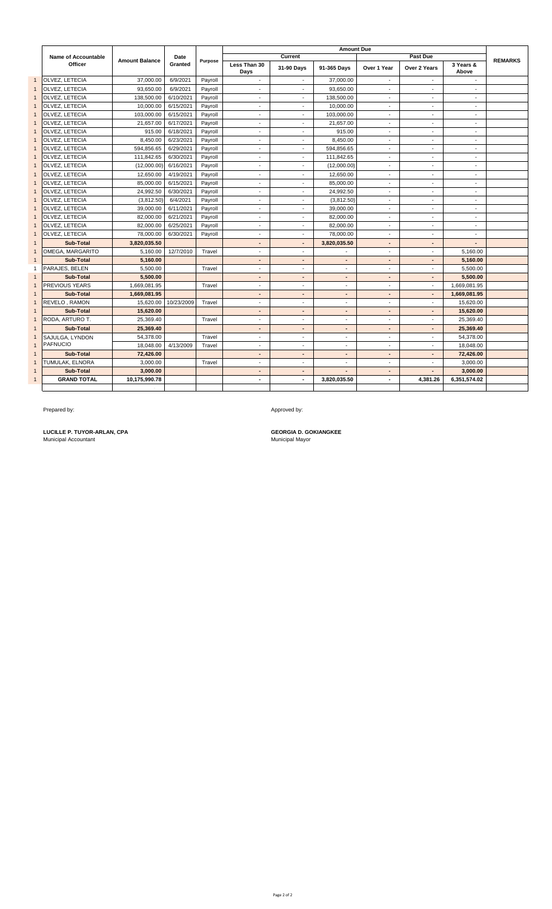| | Name of Accountable Officer | Amount Balance | Date Granted | Purpose | Amount Due | | | | | | REMARKS |
|---|---|---|---|---|---|---|---|---|---|---|---|
| | | | | | Current | | | Past Due | | | |
| | | | | | Less Than 30 Days | 31-90 Days | 91-365 Days | Over 1 Year | Over 2 Years | 3 Years & Above | |
| 1 | OLVEZ, LETECIA | 37,000.00 | 6/9/2021 | Payroll | - | - | 37,000.00 | - | - | - | |
| 1 | OLVEZ, LETECIA | 93,650.00 | 6/9/2021 | Payroll | - | - | 93,650.00 | - | - | - | |
| 1 | OLVEZ, LETECIA | 138,500.00 | 6/10/2021 | Payroll | - | - | 138,500.00 | - | - | - | |
| 1 | OLVEZ, LETECIA | 10,000.00 | 6/15/2021 | Payroll | - | - | 10,000.00 | - | - | - | |
| 1 | OLVEZ, LETECIA | 103,000.00 | 6/15/2021 | Payroll | - | - | 103,000.00 | - | - | - | |
| 1 | OLVEZ, LETECIA | 21,657.00 | 6/17/2021 | Payroll | - | - | 21,657.00 | - | - | - | |
| 1 | OLVEZ, LETECIA | 915.00 | 6/18/2021 | Payroll | - | - | 915.00 | - | - | - | |
| 1 | OLVEZ, LETECIA | 8,450.00 | 6/23/2021 | Payroll | - | - | 8,450.00 | - | - | - | |
| 1 | OLVEZ, LETECIA | 594,856.65 | 6/29/2021 | Payroll | - | - | 594,856.65 | - | - | - | |
| 1 | OLVEZ, LETECIA | 111,842.65 | 6/30/2021 | Payroll | - | - | 111,842.65 | - | - | - | |
| 1 | OLVEZ, LETECIA | (12,000.00) | 6/16/2021 | Payroll | - | - | (12,000.00) | - | - | - | |
| 1 | OLVEZ, LETECIA | 12,650.00 | 4/19/2021 | Payroll | - | - | 12,650.00 | - | - | - | |
| 1 | OLVEZ, LETECIA | 85,000.00 | 6/15/2021 | Payroll | - | - | 85,000.00 | - | - | - | |
| 1 | OLVEZ, LETECIA | 24,992.50 | 6/30/2021 | Payroll | - | - | 24,992.50 | - | - | - | |
| 1 | OLVEZ, LETECIA | (3,812.50) | 6/4/2021 | Payroll | - | - | (3,812.50) | - | - | - | |
| 1 | OLVEZ, LETECIA | 39,000.00 | 6/11/2021 | Payroll | - | - | 39,000.00 | - | - | - | |
| 1 | OLVEZ, LETECIA | 82,000.00 | 6/21/2021 | Payroll | - | - | 82,000.00 | - | - | - | |
| 1 | OLVEZ, LETECIA | 82,000.00 | 6/25/2021 | Payroll | - | - | 82,000.00 | - | - | - | |
| 1 | OLVEZ, LETECIA | 78,000.00 | 6/30/2021 | Payroll | - | - | 78,000.00 | - | - | - | |
| 1 | **Sub-Total** | **3,820,035.50** | | | **-** | **-** | **3,820,035.50** | **-** | **-** | **-** | |
| 1 | OMEGA, MARGARITO | 5,160.00 | 12/7/2010 | Travel | - | - | - | - | - | 5,160.00 | |
| 1 | **Sub-Total** | **5,160.00** | | | **-** | **-** | **-** | **-** | **-** | **5,160.00** | |
| 1 | PARAJES, BELEN | 5,500.00 | | Travel | - | - | - | - | - | 5,500.00 | |
| 1 | **Sub-Total** | **5,500.00** | | | **-** | **-** | **-** | **-** | **-** | **5,500.00** | |
| 1 | PREVIOUS YEARS | 1,669,081.95 | | Travel | - | - | - | - | - | 1,669,081.95 | |
| 1 | **Sub-Total** | **1,669,081.95** | | | **-** | **-** | **-** | **-** | **-** | **1,669,081.95** | |
| 1 | REVELO , RAMON | 15,620.00 | 10/23/2009 | Travel | - | - | - | - | - | 15,620.00 | |
| 1 | **Sub-Total** | **15,620.00** | | | **-** | **-** | **-** | **-** | **-** | **15,620.00** | |
| 1 | RODA, ARTURO T. | 25,369.40 | | Travel | - | - | - | - | - | 25,369.40 | |
| 1 | **Sub-Total** | **25,369.40** | | | **-** | **-** | **-** | **-** | **-** | **25,369.40** | |
| 1 | SAJULGA, LYNDON | 54,378.00 | | Travel | - | - | - | - | - | 54,378.00 | |
| 1 | PAFNUCIO | 18,048.00 | 4/13/2009 | Travel | - | - | - | - | - | 18,048.00 | |
| 1 | **Sub-Total** | **72,426.00** | | | **-** | **-** | **-** | **-** | **-** | **72,426.00** | |
| 1 | TUMULAK, ELNORA | 3,000.00 | | Travel | - | - | - | - | - | 3,000.00 | |
| 1 | **Sub-Total** | **3,000.00** | | | **-** | **-** | **-** | **-** | **-** | **3,000.00** | |
| 1 | **GRAND TOTAL** | **10,175,990.78** | | | **-** | **-** | **3,820,035.50** | **-** | **4,381.26** | **6,351,574.02** | |

Prepared by:

**LUCILLE P. TUYOR-ARLAN, CPA**
Municipal Accountant

Approved by:

**GEORGIA D. GOKIANGKEE**
Municipal Mayor